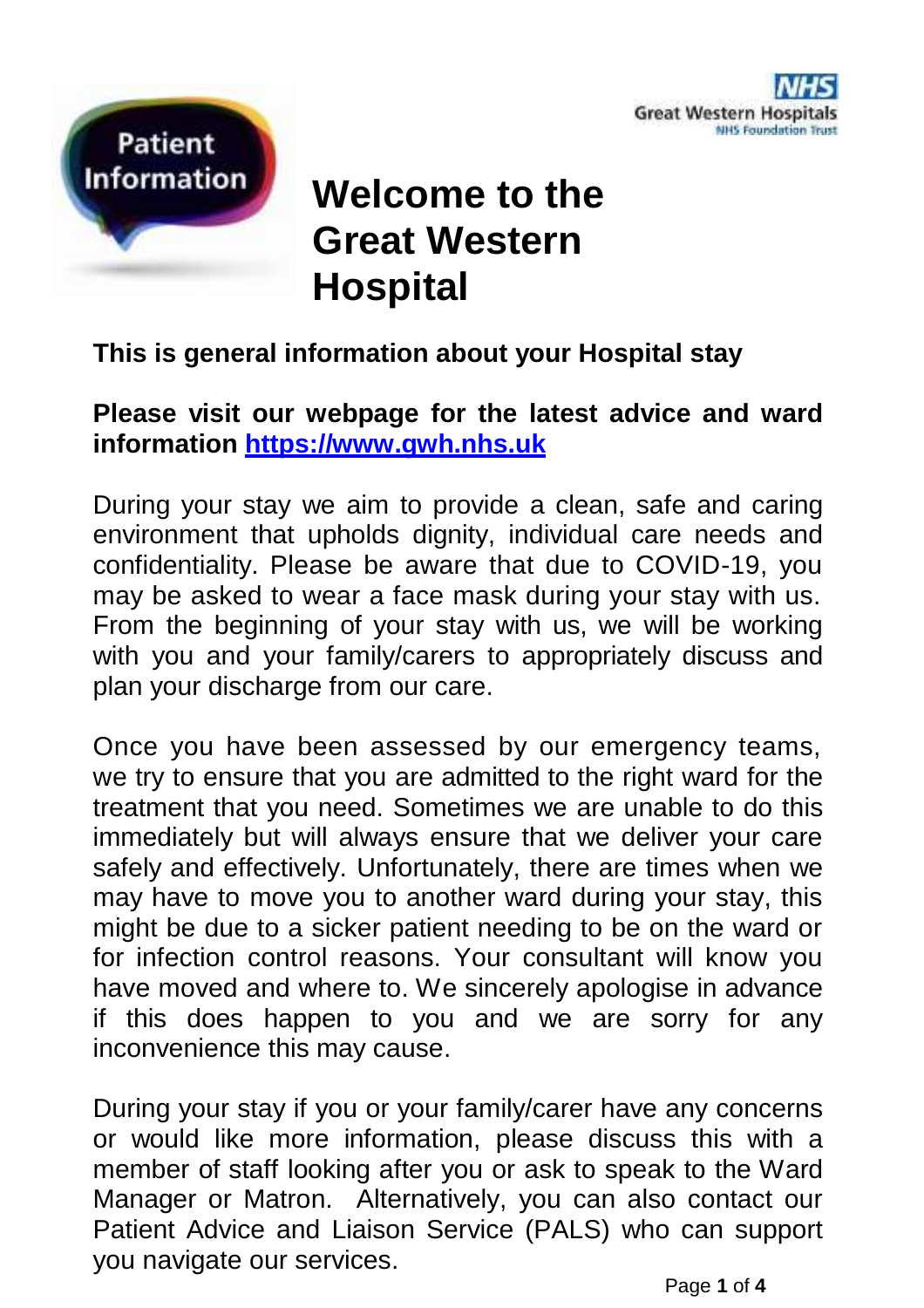Patient Information

Great Western Hospitals NHS Foundation Trust

# Welcome to the Great Western Hospital

**This is general information about your Hospital stay**

**Please visit our webpage for the latest advice and ward information [https://www.gwh.nhs.uk](https://www.gwh.nhs.uk)**

During your stay we aim to provide a clean, safe and caring environment that upholds dignity, individual care needs and confidentiality. Please be aware that due to COVID-19, you may be asked to wear a face mask during your stay with us. From the beginning of your stay with us, we will be working with you and your family/carers to appropriately discuss and plan your discharge from our care.

Once you have been assessed by our emergency teams, we try to ensure that you are admitted to the right ward for the treatment that you need. Sometimes we are unable to do this immediately but will always ensure that we deliver your care safely and effectively. Unfortunately, there are times when we may have to move you to another ward during your stay, this might be due to a sicker patient needing to be on the ward or for infection control reasons. Your consultant will know you have moved and where to. We sincerely apologise in advance if this does happen to you and we are sorry for any inconvenience this may cause.

During your stay if you or your family/carer have any concerns or would like more information, please discuss this with a member of staff looking after you or ask to speak to the Ward Manager or Matron. Alternatively, you can also contact our Patient Advice and Liaison Service (PALS) who can support you navigate our services.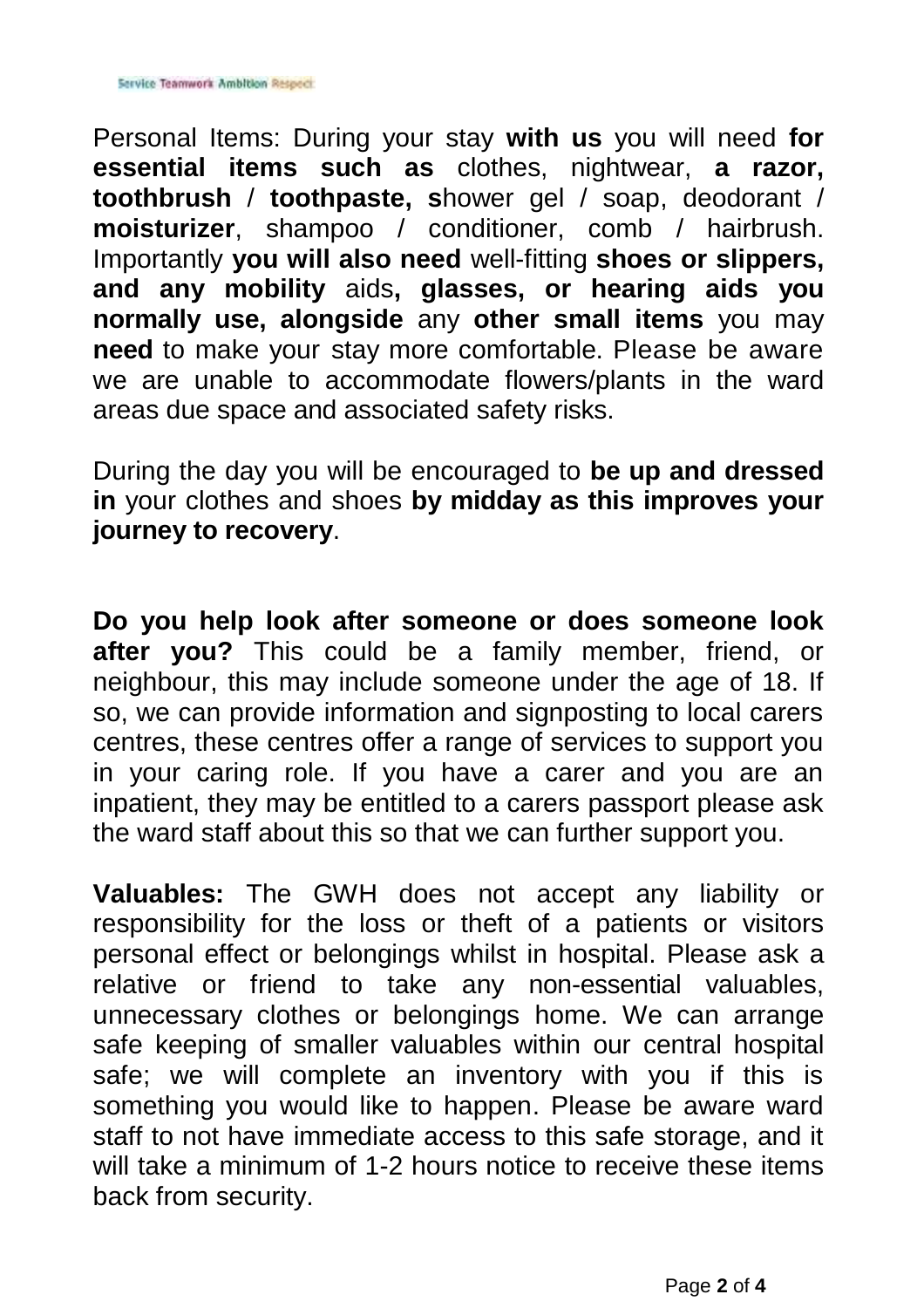Personal Items: During your stay **with us** you will need **for essential items such as** clothes, nightwear, **a razor, toothbrush** / **toothpaste, s**hower gel / soap, deodorant / **moisturizer**, shampoo / conditioner, comb / hairbrush. Importantly **you will also need** well-fitting **shoes or slippers, and any mobility** aids**, glasses, or hearing aids you normally use, alongside** any **other small items** you may **need** to make your stay more comfortable. Please be aware we are unable to accommodate flowers/plants in the ward areas due space and associated safety risks.

During the day you will be encouraged to **be up and dressed in** your clothes and shoes **by midday as this improves your journey to recovery**.

**Do you help look after someone or does someone look after you?** This could be a family member, friend, or neighbour, this may include someone under the age of 18. If so, we can provide information and signposting to local carers centres, these centres offer a range of services to support you in your caring role. If you have a carer and you are an inpatient, they may be entitled to a carers passport please ask the ward staff about this so that we can further support you.

**Valuables:** The GWH does not accept any liability or responsibility for the loss or theft of a patients or visitors personal effect or belongings whilst in hospital. Please ask a relative or friend to take any non-essential valuables, unnecessary clothes or belongings home. We can arrange safe keeping of smaller valuables within our central hospital safe; we will complete an inventory with you if this is something you would like to happen. Please be aware ward staff to not have immediate access to this safe storage, and it will take a minimum of 1-2 hours notice to receive these items back from security.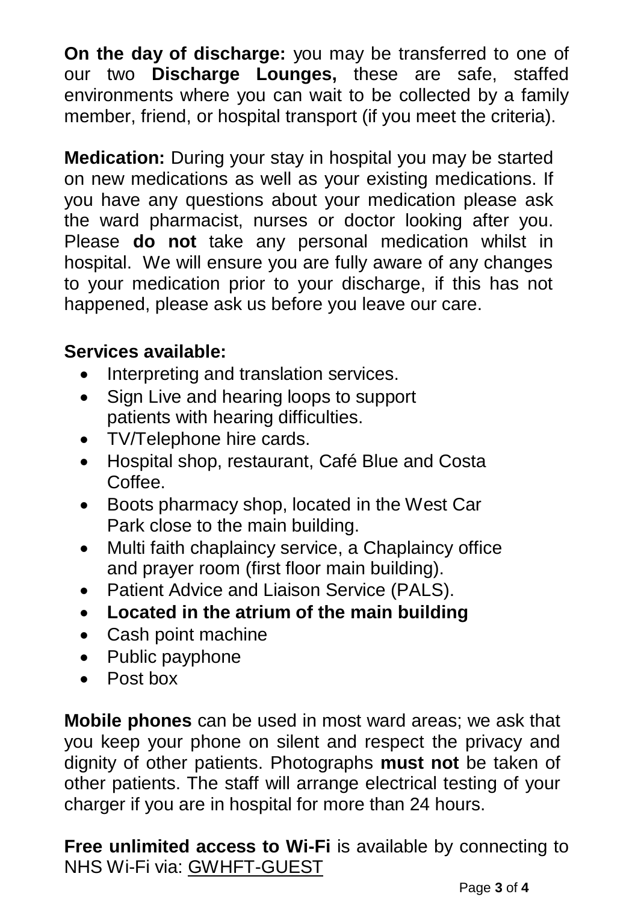**On the day of discharge:** you may be transferred to one of our two **Discharge Lounges,** these are safe, staffed environments where you can wait to be collected by a family member, friend, or hospital transport (if you meet the criteria).

**Medication:** During your stay in hospital you may be started on new medications as well as your existing medications. If you have any questions about your medication please ask the ward pharmacist, nurses or doctor looking after you. Please **do not** take any personal medication whilst in hospital. We will ensure you are fully aware of any changes to your medication prior to your discharge, if this has not happened, please ask us before you leave our care.

**Services available:**

- Interpreting and translation services.
- Sign Live and hearing loops to support patients with hearing difficulties.
- TV/Telephone hire cards.
- Hospital shop, restaurant, Café Blue and Costa Coffee.
- Boots pharmacy shop, located in the West Car Park close to the main building.
- Multi faith chaplaincy service, a Chaplaincy office and prayer room (first floor main building).
- Patient Advice and Liaison Service (PALS).
- **Located in the atrium of the main building**
- Cash point machine
- Public payphone
- Post box

**Mobile phones** can be used in most ward areas; we ask that you keep your phone on silent and respect the privacy and dignity of other patients. Photographs **must not** be taken of other patients. The staff will arrange electrical testing of your charger if you are in hospital for more than 24 hours.

**Free unlimited access to Wi-Fi** is available by connecting to NHS Wi-Fi via: GWHFT-GUEST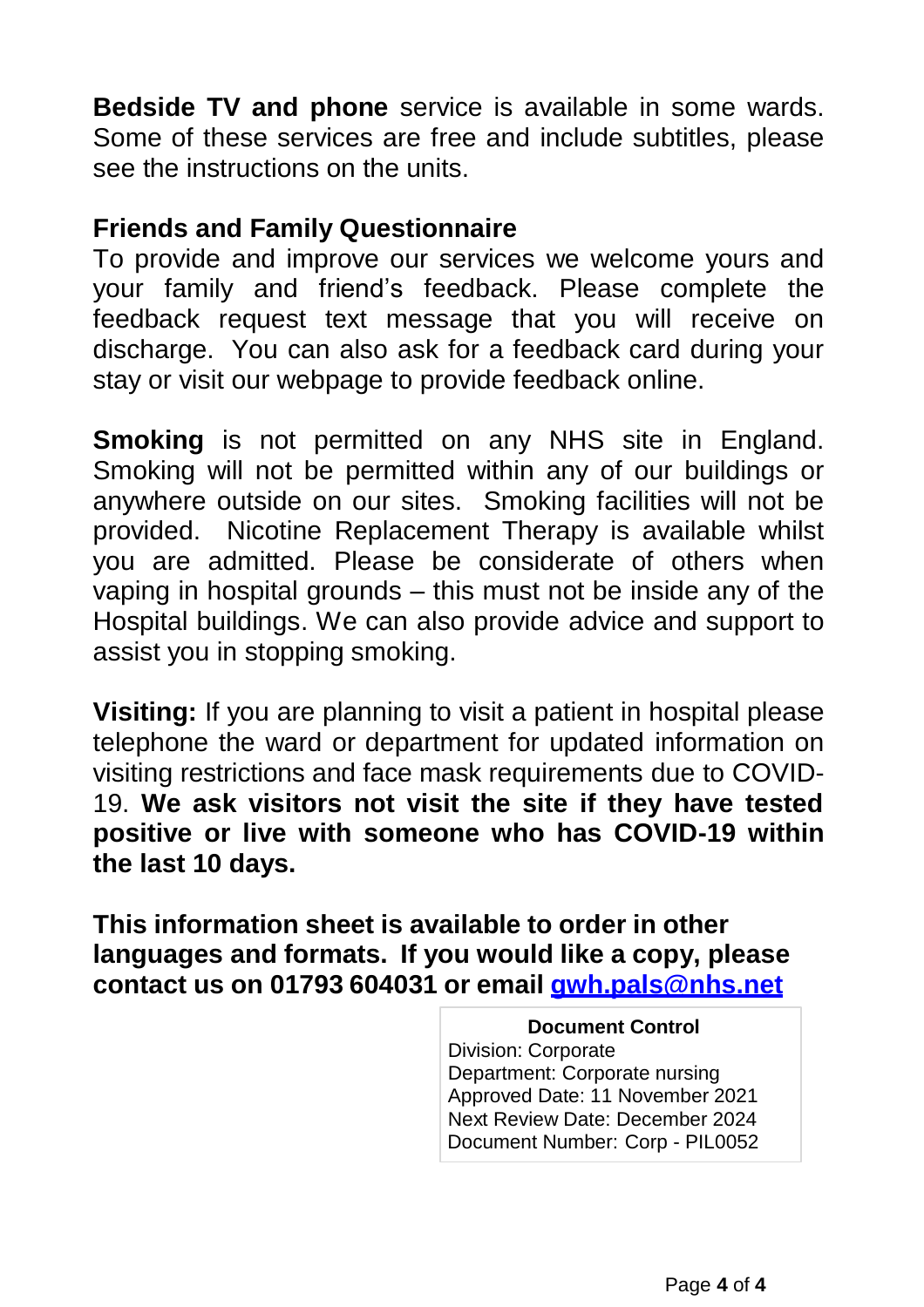**Bedside TV and phone** service is available in some wards. Some of these services are free and include subtitles, please see the instructions on the units.

**Friends and Family Questionnaire**

To provide and improve our services we welcome yours and your family and friend's feedback. Please complete the feedback request text message that you will receive on discharge. You can also ask for a feedback card during your stay or visit our webpage to provide feedback online.

**Smoking** is not permitted on any NHS site in England. Smoking will not be permitted within any of our buildings or anywhere outside on our sites. Smoking facilities will not be provided. Nicotine Replacement Therapy is available whilst you are admitted. Please be considerate of others when vaping in hospital grounds – this must not be inside any of the Hospital buildings. We can also provide advice and support to assist you in stopping smoking.

**Visiting:** If you are planning to visit a patient in hospital please telephone the ward or department for updated information on visiting restrictions and face mask requirements due to COVID-19. **We ask visitors not visit the site if they have tested positive or live with someone who has COVID-19 within the last 10 days.**

**This information sheet is available to order in other languages and formats. If you would like a copy, please contact us on 01793 604031 or email [gwh.pals@nhs.net](mailto:gwh.pals@nhs.net)**

**Document Control**
Division: Corporate
Department: Corporate nursing
Approved Date: 11 November 2021
Next Review Date: December 2024
Document Number: Corp - PIL0052